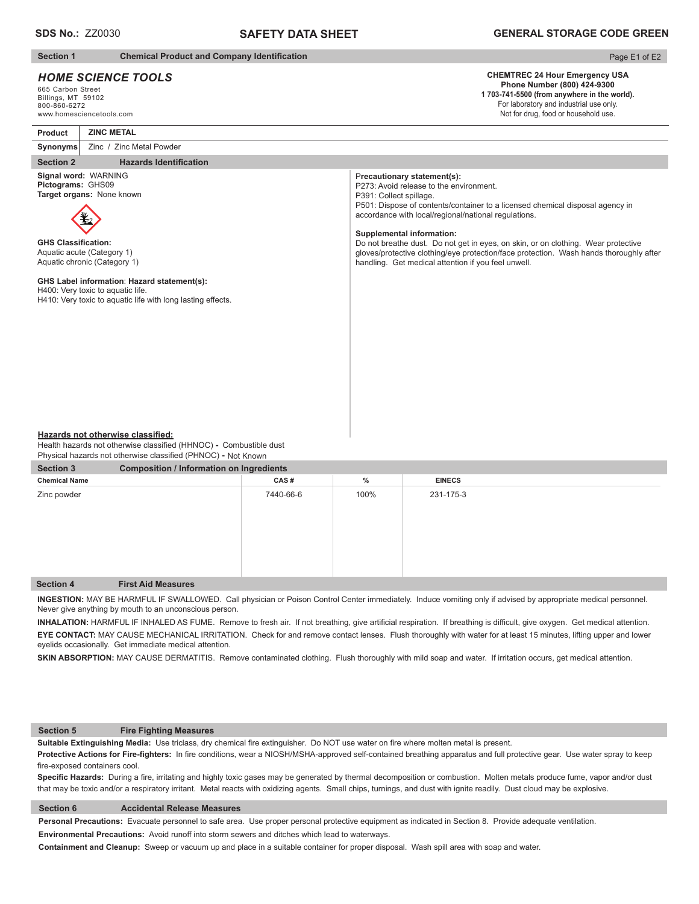**SDS No.:** ZZ0030

# SAFETY DATA SHEET

**GENERAL STORAGE CODE GREEN**

## Section 1 Chemical Product and Company Identification

***HOME SCIENCE TOOLS***
665 Carbon Street
Billings, MT 59102
800-860-6272
www.homesciencetools.com

**CHEMTREC 24 Hour Emergency USA**
**Phone Number (800) 424-9300**
**1 703-741-5500 (from anywhere in the world).**
For laboratory and industrial use only.
Not for drug, food or household use.

| **Product** | **ZINC METAL** |
|---|---|
| **Synonyms** | Zinc / Zinc Metal Powder |

## Section 2 Hazards Identification

**Signal word:** WARNING
**Pictograms:** GHS09
**Target organs:** None known

**GHS Classification:**
Aquatic acute (Category 1)
Aquatic chronic (Category 1)

**GHS Label information**: **Hazard statement(s):**
H400: Very toxic to aquatic life.
H410: Very toxic to aquatic life with long lasting effects.

**Precautionary statement(s):**
P273: Avoid release to the environment.
P391: Collect spillage.
P501: Dispose of contents/container to a licensed chemical disposal agency in accordance with local/regional/national regulations.

**Supplemental information:**
Do not breathe dust. Do not get in eyes, on skin, or on clothing. Wear protective gloves/protective clothing/eye protection/face protection. Wash hands thoroughly after handling. Get medical attention if you feel unwell.

**Hazards not otherwise classified:**
Health hazards not otherwise classified (HHNOC) **-** Combustible dust
Physical hazards not otherwise classified (PHNOC) **-** Not Known

## Section 3 Composition / Information on Ingredients

| Chemical Name | CAS # | % | EINECS |
|---|---|---|---|
| Zinc powder | 7440-66-6 | 100% | 231-175-3 |

## Section 4 First Aid Measures

**INGESTION:** MAY BE HARMFUL IF SWALLOWED. Call physician or Poison Control Center immediately. Induce vomiting only if advised by appropriate medical personnel. Never give anything by mouth to an unconscious person.

**INHALATION:** HARMFUL IF INHALED AS FUME. Remove to fresh air. If not breathing, give artificial respiration. If breathing is difficult, give oxygen. Get medical attention.

**EYE CONTACT:** MAY CAUSE MECHANICAL IRRITATION. Check for and remove contact lenses. Flush thoroughly with water for at least 15 minutes, lifting upper and lower eyelids occasionally. Get immediate medical attention.

**SKIN ABSORPTION:** MAY CAUSE DERMATITIS. Remove contaminated clothing. Flush thoroughly with mild soap and water. If irritation occurs, get medical attention.

## Section 5 Fire Fighting Measures

**Suitable Extinguishing Media:** Use triclass, dry chemical fire extinguisher. Do NOT use water on fire where molten metal is present.

**Protective Actions for Fire-fighters:** In fire conditions, wear a NIOSH/MSHA-approved self-contained breathing apparatus and full protective gear. Use water spray to keep fire-exposed containers cool.

**Specific Hazards:** During a fire, irritating and highly toxic gases may be generated by thermal decomposition or combustion. Molten metals produce fume, vapor and/or dust that may be toxic and/or a respiratory irritant. Metal reacts with oxidizing agents. Small chips, turnings, and dust with ignite readily. Dust cloud may be explosive.

## Section 6 Accidental Release Measures

**Personal Precautions:** Evacuate personnel to safe area. Use proper personal protective equipment as indicated in Section 8. Provide adequate ventilation.

**Environmental Precautions:** Avoid runoff into storm sewers and ditches which lead to waterways.

**Containment and Cleanup:** Sweep or vacuum up and place in a suitable container for proper disposal. Wash spill area with soap and water.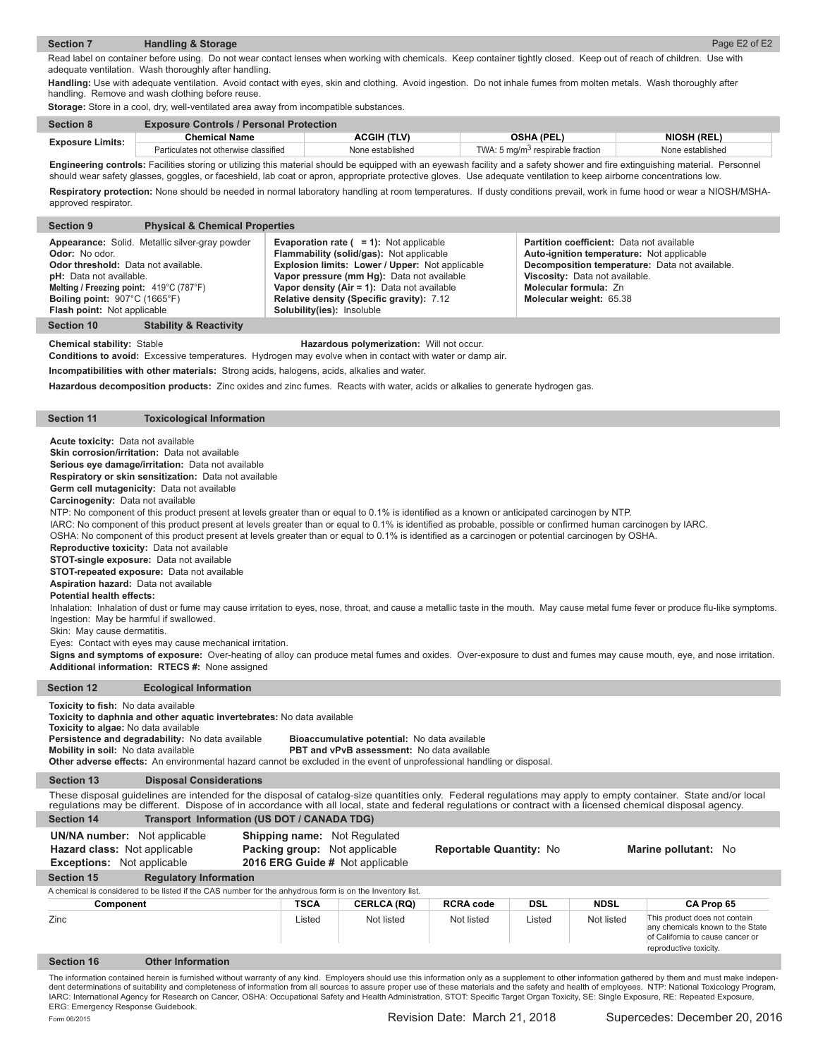## Section 7 Handling & Storage

Read label on container before using. Do not wear contact lenses when working with chemicals. Keep container tightly closed. Keep out of reach of children. Use with adequate ventilation. Wash thoroughly after handling.

**Handling:** Use with adequate ventilation. Avoid contact with eyes, skin and clothing. Avoid ingestion. Do not inhale fumes from molten metals. Wash thoroughly after handling. Remove and wash clothing before reuse.

**Storage:** Store in a cool, dry, well-ventilated area away from incompatible substances.

## Section 8 Exposure Controls / Personal Protection

| Exposure Limits: | Chemical Name | ACGIH (TLV) | OSHA (PEL) | NIOSH (REL) |
|---|---|---|---|---|
| | Particulates not otherwise classified | None established | TWA: 5 mg/m$^3$ respirable fraction | None established |

**Engineering controls:** Facilities storing or utilizing this material should be equipped with an eyewash facility and a safety shower and fire extinguishing material. Personnel should wear safety glasses, goggles, or faceshield, lab coat or apron, appropriate protective gloves. Use adequate ventilation to keep airborne concentrations low.

**Respiratory protection:** None should be needed in normal laboratory handling at room temperatures. If dusty conditions prevail, work in fume hood or wear a NIOSH/MSHA-approved respirator.

## Section 9 Physical & Chemical Properties

**Appearance:** Solid. Metallic silver-gray powder
**Odor:** No odor.
**Odor threshold:** Data not available.
**pH:** Data not available.
**Melting / Freezing point:** 419°C (787°F)
**Boiling point:** 907°C (1665°F)
**Flash point:** Not applicable

**Evaporation rate ( = 1):** Not applicable
**Flammability (solid/gas):** Not applicable
**Explosion limits: Lower / Upper:** Not applicable
**Vapor pressure (mm Hg):** Data not available
**Vapor density (Air = 1):** Data not available
**Relative density (Specific gravity):** 7.12
**Solubility(ies):** Insoluble

**Partition coefficient:** Data not available
**Auto-ignition temperature:** Not applicable
**Decomposition temperature:** Data not available.
**Viscosity:** Data not available.
**Molecular formula:** Zn
**Molecular weight:** 65.38

## Section 10 Stability & Reactivity

**Chemical stability:** Stable

**Hazardous polymerization:** Will not occur.

**Conditions to avoid:** Excessive temperatures. Hydrogen may evolve when in contact with water or damp air.

**Incompatibilities with other materials:** Strong acids, halogens, acids, alkalies and water.

**Hazardous decomposition products:** Zinc oxides and zinc fumes. Reacts with water, acids or alkalies to generate hydrogen gas.

## Section 11 Toxicological Information

**Acute toxicity:** Data not available
**Skin corrosion/irritation:** Data not available
**Serious eye damage/irritation:** Data not available
**Respiratory or skin sensitization:** Data not available
**Germ cell mutagenicity:** Data not available
**Carcinogenity:** Data not available
NTP: No component of this product present at levels greater than or equal to 0.1% is identified as a known or anticipated carcinogen by NTP.
IARC: No component of this product present at levels greater than or equal to 0.1% is identified as probable, possible or confirmed human carcinogen by IARC.
OSHA: No component of this product present at levels greater than or equal to 0.1% is identified as a carcinogen or potential carcinogen by OSHA.
**Reproductive toxicity:** Data not available
**STOT-single exposure:** Data not available
**STOT-repeated exposure:** Data not available
**Aspiration hazard:** Data not available
**Potential health effects:**
Inhalation: Inhalation of dust or fume may cause irritation to eyes, nose, throat, and cause a metallic taste in the mouth. May cause metal fume fever or produce flu-like symptoms.
Ingestion: May be harmful if swallowed.
Skin: May cause dermatitis.
Eyes: Contact with eyes may cause mechanical irritation.
**Signs and symptoms of exposure:** Over-heating of alloy can produce metal fumes and oxides. Over-exposure to dust and fumes may cause mouth, eye, and nose irritation.
**Additional information: RTECS #:** None assigned

## Section 12 Ecological Information

**Toxicity to fish:** No data available
**Toxicity to daphnia and other aquatic invertebrates:** No data available
**Toxicity to algae:** No data available
**Persistence and degradability:** No data available
**Bioaccumulative potential:** No data available
**Mobility in soil:** No data available
**PBT and vPvB assessment:** No data available
**Other adverse effects:** An environmental hazard cannot be excluded in the event of unprofessional handling or disposal.

## Section 13 Disposal Considerations

These disposal guidelines are intended for the disposal of catalog-size quantities only. Federal regulations may apply to empty container. State and/or local regulations may be different. Dispose of in accordance with all local, state and federal regulations or contract with a licensed chemical disposal agency.

## Section 14 Transport Information (US DOT / CANADA TDG)

**UN/NA number:** Not applicable
**Hazard class:** Not applicable
**Exceptions:** Not applicable
**Shipping name:** Not Regulated
**Packing group:** Not applicable
**2016 ERG Guide #** Not applicable
**Reportable Quantity:** No
**Marine pollutant:** No

## Section 15 Regulatory Information

A chemical is considered to be listed if the CAS number for the anhydrous form is on the Inventory list.

| Component | TSCA | CERLCA (RQ) | RCRA code | DSL | NDSL | CA Prop 65 |
|---|---|---|---|---|---|---|
| Zinc | Listed | Not listed | Not listed | Listed | Not listed | This product does not contain any chemicals known to the State of California to cause cancer or reproductive toxicity. |

## Section 16 Other Information

The information contained herein is furnished without warranty of any kind. Employers should use this information only as a supplement to other information gathered by them and must make independent determinations of suitability and completeness of information from all sources to assure proper use of these materials and the safety and health of employees. NTP: National Toxicology Program, IARC: International Agency for Research on Cancer, OSHA: Occupational Safety and Health Administration, STOT: Specific Target Organ Toxicity, SE: Single Exposure, RE: Repeated Exposure, ERG: Emergency Response Guidebook.

Form 06/2015

Revision Date: March 21, 2018 Supercedes: December 20, 2016